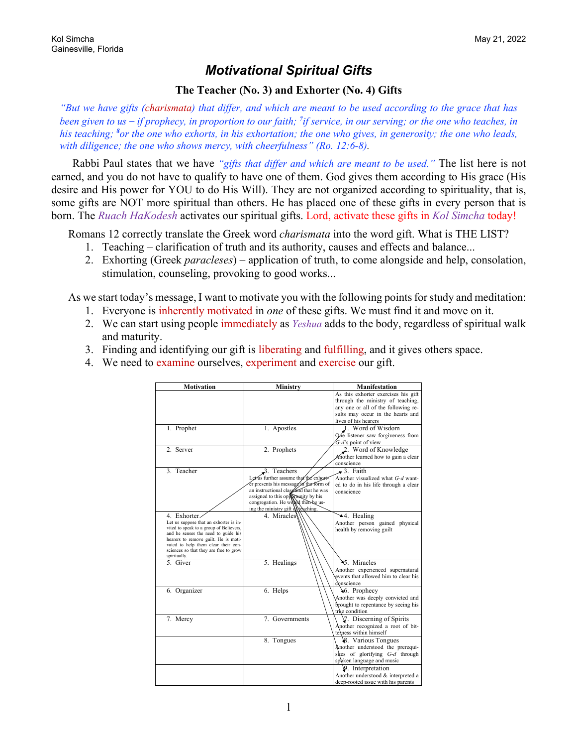Kol Simcha
Gainesville, Florida

May 21, 2022

# *Motivational Spiritual Gifts*

## The Teacher (No. 3) and Exhorter (No. 4) Gifts

*"But we have gifts (charismata) that differ, and which are meant to be used according to the grace that has been given to us – if prophecy, in proportion to our faith; [7]if service, in our serving; or the one who teaches, in his teaching; [8]or the one who exhorts, in his exhortation; the one who gives, in generosity; the one who leads, with diligence; the one who shows mercy, with cheerfulness" (Ro. 12:6-8).*

Rabbi Paul states that we have *"gifts that differ and which are meant to be used."* The list here is not earned, and you do not have to qualify to have one of them. God gives them according to His grace (His desire and His power for YOU to do His Will). They are not organized according to spirituality, that is, some gifts are NOT more spiritual than others. He has placed one of these gifts in every person that is born. The *Ruach HaKodesh* activates our spiritual gifts. Lord, activate these gifts in *Kol Simcha* today!

Romans 12 correctly translate the Greek word *charismata* into the word gift. What is THE LIST?

1. Teaching – clarification of truth and its authority, causes and effects and balance...
2. Exhorting (Greek *paracleses*) – application of truth, to come alongside and help, consolation, stimulation, counseling, provoking to good works...

As we start today's message, I want to motivate you with the following points for study and meditation:

1. Everyone is inherently motivated in *one* of these gifts. We must find it and move on it.
2. We can start using people immediately as *Yeshua* adds to the body, regardless of spiritual walk and maturity.
3. Finding and identifying our gift is liberating and fulfilling, and it gives others space.
4. We need to examine ourselves, experiment and exercise our gift.

| Motivation | Ministry | Manifestation |
|---|---|---|
| | | As this exhorter exercises his gift through the ministry of teaching, any one or all of the following results may occur in the hearts and lives of his hearers |
| 1. Prophet | 1. Apostles | 1. Word of Wisdom<br>One listener saw forgiveness from *G-d*'s point of view |
| 2. Server | 2. Prophets | 2. Word of Knowledge<br>Another learned how to gain a clear conscience |
| 3. Teacher | 3. Teachers<br>Let us further assume that the exhorter presents his message in the form of an instructional class and that he was assigned to this opportunity by his congregation. He would then be using the ministry gift of teaching. | 3. Faith<br>Another visualized what *G-d* wanted to do in his life through a clear conscience |
| 4. Exhorter<br>Let us suppose that an exhorter is invited to speak to a group of Believers, and he senses the need to guide his hearers to remove guilt. He is motivated to help them clear their consciences so that they are free to grow spiritually. | 4. Miracles | 4. Healing<br>Another person gained physical health by removing guilt |
| 5. Giver | 5. Healings | 5. Miracles<br>Another experienced supernatural events that allowed him to clear his conscience |
| 6. Organizer | 6. Helps | 6. Prophecy<br>Another was deeply convicted and brought to repentance by seeing his true condition |
| 7. Mercy | 7. Governments | 7. Discerning of Spirits<br>Another recognized a root of bitterness within himself |
| | 8. Tongues | 8. Various Tongues<br>Another understood the prerequisites of glorifying *G-d* through spoken language and music |
| | | 9. Interpretation<br>Another understood & interpreted a deep-rooted issue with his parents |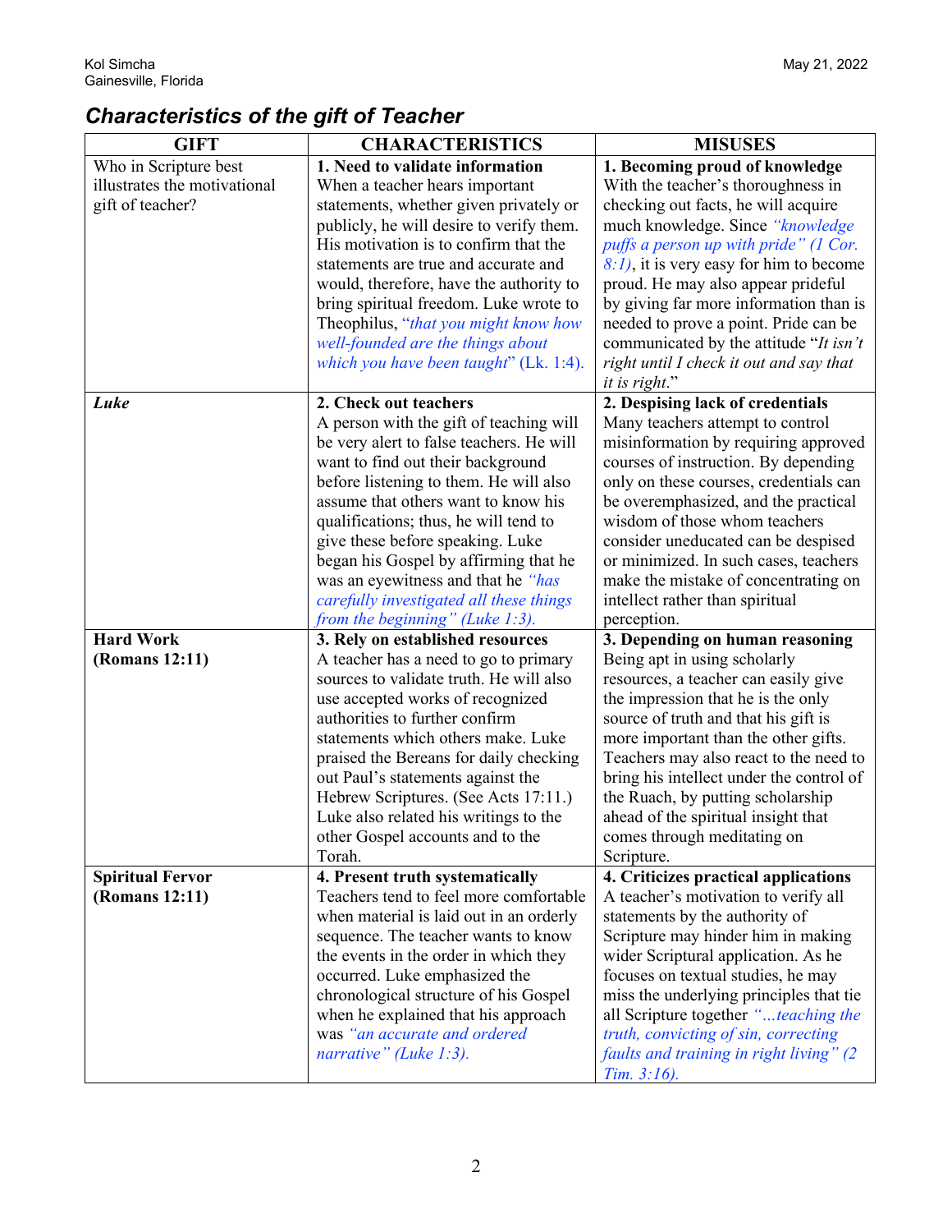## *Characteristics of the gift of Teacher*

| GIFT | CHARACTERISTICS | MISUSES |
|---|---|---|
| Who in Scripture best illustrates the motivational gift of teacher? | **1. Need to validate information** When a teacher hears important statements, whether given privately or publicly, he will desire to verify them. His motivation is to confirm that the statements are true and accurate and would, therefore, have the authority to bring spiritual freedom. Luke wrote to Theophilus, "*that you might know how well-founded are the things about which you have been taught*" (Lk. 1:4). | **1. Becoming proud of knowledge** With the teacher's thoroughness in checking out facts, he will acquire much knowledge. Since *"knowledge puffs a person up with pride" (1 Cor. 8:1)*, it is very easy for him to become proud. He may also appear prideful by giving far more information than is needed to prove a point. Pride can be communicated by the attitude "*It isn't right until I check it out and say that it is right*." |
| ***Luke*** | **2. Check out teachers** A person with the gift of teaching will be very alert to false teachers. He will want to find out their background before listening to them. He will also assume that others want to know his qualifications; thus, he will tend to give these before speaking. Luke began his Gospel by affirming that he was an eyewitness and that he *"has carefully investigated all these things from the beginning" (Luke 1:3).* | **2. Despising lack of credentials** Many teachers attempt to control misinformation by requiring approved courses of instruction. By depending only on these courses, credentials can be overemphasized, and the practical wisdom of those whom teachers consider uneducated can be despised or minimized. In such cases, teachers make the mistake of concentrating on intellect rather than spiritual perception. |
| **Hard Work (Romans 12:11)** | **3. Rely on established resources** A teacher has a need to go to primary sources to validate truth. He will also use accepted works of recognized authorities to further confirm statements which others make. Luke praised the Bereans for daily checking out Paul's statements against the Hebrew Scriptures. (See Acts 17:11.) Luke also related his writings to the other Gospel accounts and to the Torah. | **3. Depending on human reasoning** Being apt in using scholarly resources, a teacher can easily give the impression that he is the only source of truth and that his gift is more important than the other gifts. Teachers may also react to the need to bring his intellect under the control of the Ruach, by putting scholarship ahead of the spiritual insight that comes through meditating on Scripture. |
| **Spiritual Fervor (Romans 12:11)** | **4. Present truth systematically** Teachers tend to feel more comfortable when material is laid out in an orderly sequence. The teacher wants to know the events in the order in which they occurred. Luke emphasized the chronological structure of his Gospel when he explained that his approach was *"an accurate and ordered narrative" (Luke 1:3).* | **4. Criticizes practical applications** A teacher's motivation to verify all statements by the authority of Scripture may hinder him in making wider Scriptural application. As he focuses on textual studies, he may miss the underlying principles that tie all Scripture together *"…teaching the truth, convicting of sin, correcting faults and training in right living" (2 Tim. 3:16).* |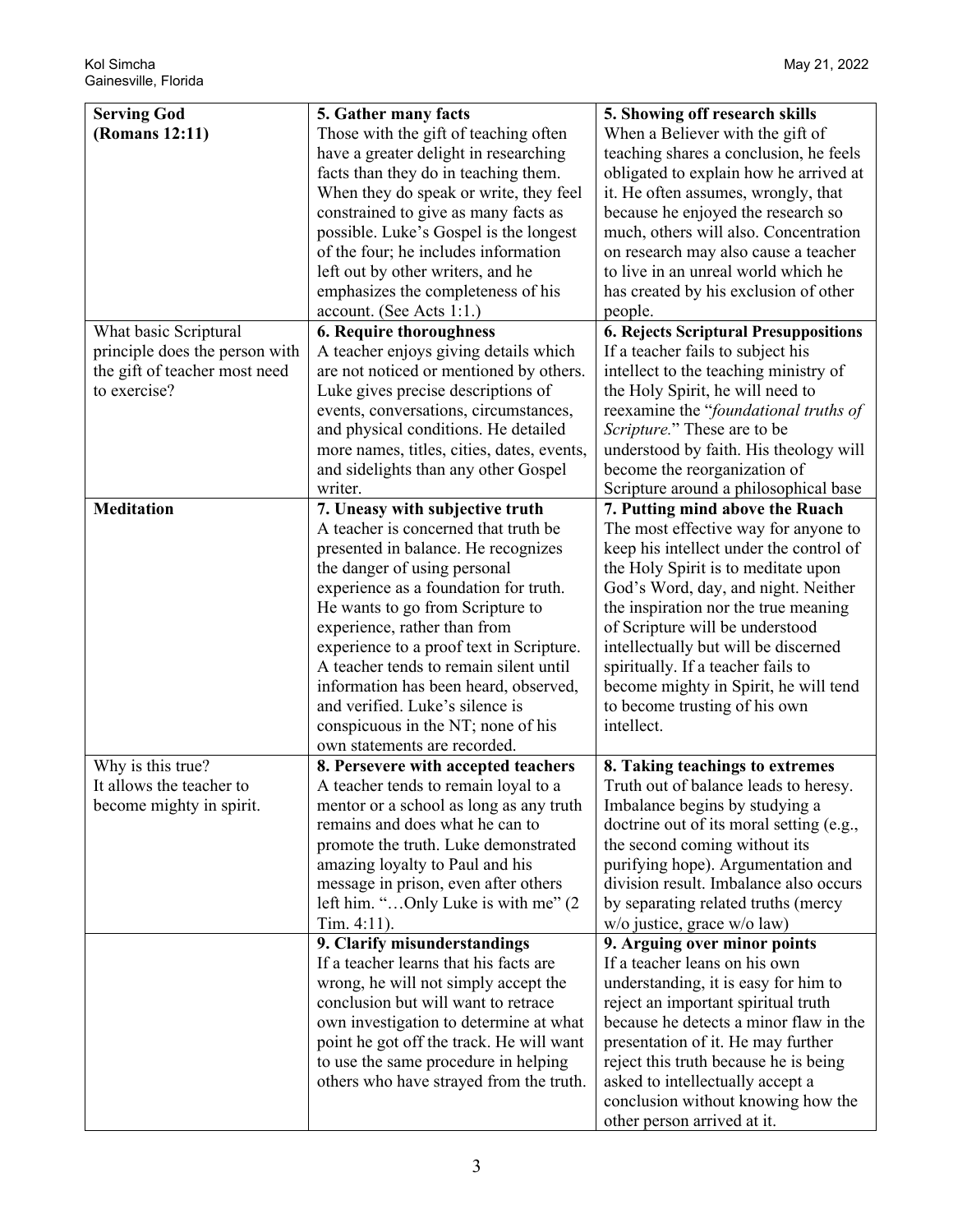| | | |
|---|---|---|
| **Serving God (Romans 12:11)** | **5. Gather many facts**<br>Those with the gift of teaching often have a greater delight in researching facts than they do in teaching them. When they do speak or write, they feel constrained to give as many facts as possible. Luke's Gospel is the longest of the four; he includes information left out by other writers, and he emphasizes the completeness of his account. (See Acts 1:1.) | **5. Showing off research skills**<br>When a Believer with the gift of teaching shares a conclusion, he feels obligated to explain how he arrived at it. He often assumes, wrongly, that because he enjoyed the research so much, others will also. Concentration on research may also cause a teacher to live in an unreal world which he has created by his exclusion of other people. |
| What basic Scriptural principle does the person with the gift of teacher most need to exercise? | **6. Require thoroughness**<br>A teacher enjoys giving details which are not noticed or mentioned by others. Luke gives precise descriptions of events, conversations, circumstances, and physical conditions. He detailed more names, titles, cities, dates, events, and sidelights than any other Gospel writer. | **6. Rejects Scriptural Presuppositions**<br>If a teacher fails to subject his intellect to the teaching ministry of the Holy Spirit, he will need to reexamine the "*foundational truths of Scripture.*" These are to be understood by faith. His theology will become the reorganization of Scripture around a philosophical base |
| **Meditation** | **7. Uneasy with subjective truth**<br>A teacher is concerned that truth be presented in balance. He recognizes the danger of using personal experience as a foundation for truth. He wants to go from Scripture to experience, rather than from experience to a proof text in Scripture. A teacher tends to remain silent until information has been heard, observed, and verified. Luke's silence is conspicuous in the NT; none of his own statements are recorded. | **7. Putting mind above the Ruach**<br>The most effective way for anyone to keep his intellect under the control of the Holy Spirit is to meditate upon God's Word, day, and night. Neither the inspiration nor the true meaning of Scripture will be understood intellectually but will be discerned spiritually. If a teacher fails to become mighty in Spirit, he will tend to become trusting of his own intellect. |
| Why is this true?<br>It allows the teacher to become mighty in spirit. | **8. Persevere with accepted teachers**<br>A teacher tends to remain loyal to a mentor or a school as long as any truth remains and does what he can to promote the truth. Luke demonstrated amazing loyalty to Paul and his message in prison, even after others left him. "…Only Luke is with me" (2 Tim. 4:11). | **8. Taking teachings to extremes**<br>Truth out of balance leads to heresy. Imbalance begins by studying a doctrine out of its moral setting (e.g., the second coming without its purifying hope). Argumentation and division result. Imbalance also occurs by separating related truths (mercy w/o justice, grace w/o law) |
| | **9. Clarify misunderstandings**<br>If a teacher learns that his facts are wrong, he will not simply accept the conclusion but will want to retrace own investigation to determine at what point he got off the track. He will want to use the same procedure in helping others who have strayed from the truth. | **9. Arguing over minor points**<br>If a teacher leans on his own understanding, it is easy for him to reject an important spiritual truth because he detects a minor flaw in the presentation of it. He may further reject this truth because he is being asked to intellectually accept a conclusion without knowing how the other person arrived at it. |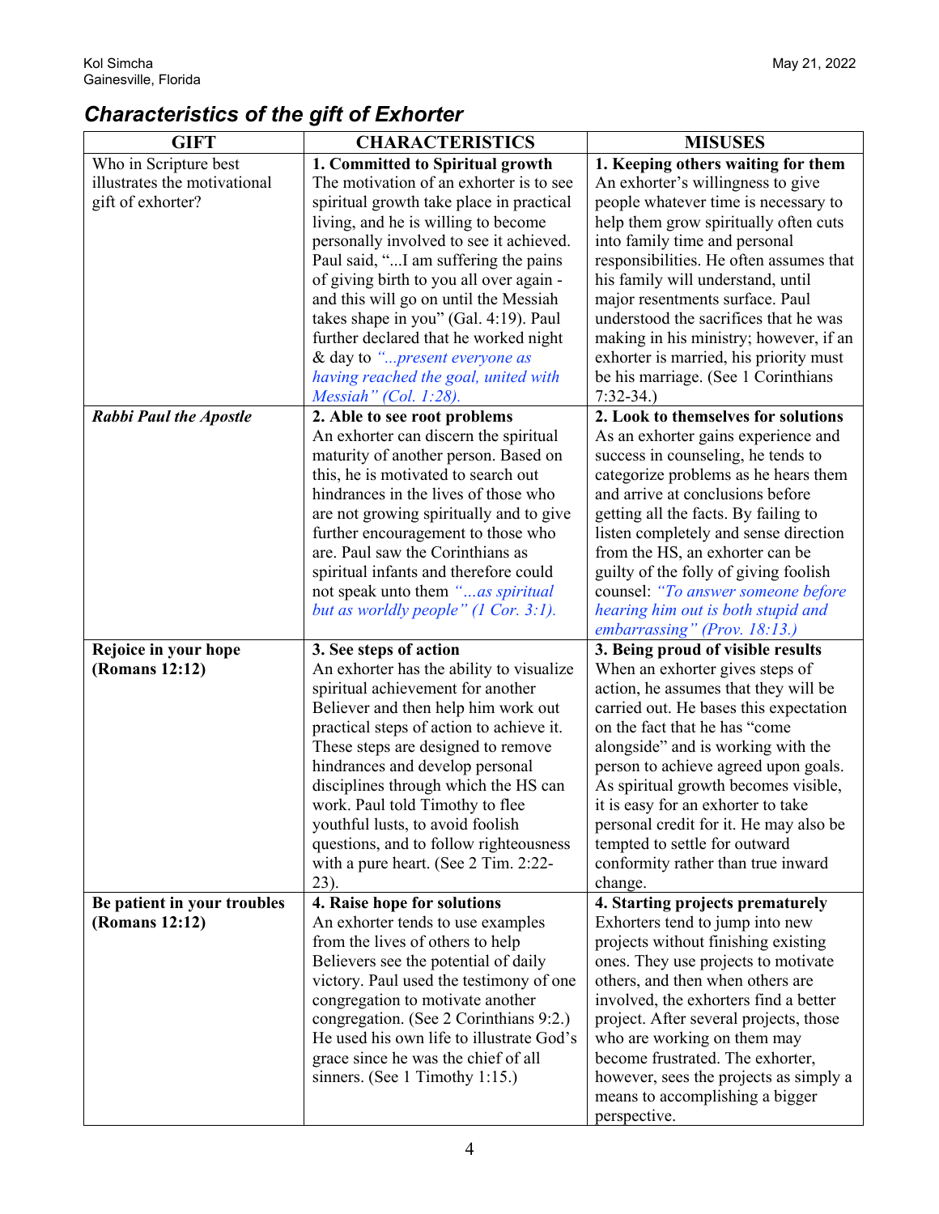## *Characteristics of the gift of Exhorter*

| GIFT | CHARACTERISTICS | MISUSES |
|---|---|---|
| Who in Scripture best illustrates the motivational gift of exhorter? | **1. Committed to Spiritual growth** The motivation of an exhorter is to see spiritual growth take place in practical living, and he is willing to become personally involved to see it achieved. Paul said, "...I am suffering the pains of giving birth to you all over again - and this will go on until the Messiah takes shape in you" (Gal. 4:19). Paul further declared that he worked night & day to *"...present everyone as having reached the goal, united with Messiah" (Col. 1:28).* | **1. Keeping others waiting for them** An exhorter's willingness to give people whatever time is necessary to help them grow spiritually often cuts into family time and personal responsibilities. He often assumes that his family will understand, until major resentments surface. Paul understood the sacrifices that he was making in his ministry; however, if an exhorter is married, his priority must be his marriage. (See 1 Corinthians 7:32-34.) |
| ***Rabbi Paul the Apostle*** | **2. Able to see root problems** An exhorter can discern the spiritual maturity of another person. Based on this, he is motivated to search out hindrances in the lives of those who are not growing spiritually and to give further encouragement to those who are. Paul saw the Corinthians as spiritual infants and therefore could not speak unto them *"...as spiritual but as worldly people" (1 Cor. 3:1).* | **2. Look to themselves for solutions** As an exhorter gains experience and success in counseling, he tends to categorize problems as he hears them and arrive at conclusions before getting all the facts. By failing to listen completely and sense direction from the HS, an exhorter can be guilty of the folly of giving foolish counsel: *"To answer someone before hearing him out is both stupid and embarrassing" (Prov. 18:13.)* |
| **Rejoice in your hope (Romans 12:12)** | **3. See steps of action** An exhorter has the ability to visualize spiritual achievement for another Believer and then help him work out practical steps of action to achieve it. These steps are designed to remove hindrances and develop personal disciplines through which the HS can work. Paul told Timothy to flee youthful lusts, to avoid foolish questions, and to follow righteousness with a pure heart. (See 2 Tim. 2:22-23). | **3. Being proud of visible results** When an exhorter gives steps of action, he assumes that they will be carried out. He bases this expectation on the fact that he has "come alongside" and is working with the person to achieve agreed upon goals. As spiritual growth becomes visible, it is easy for an exhorter to take personal credit for it. He may also be tempted to settle for outward conformity rather than true inward change. |
| **Be patient in your troubles (Romans 12:12)** | **4. Raise hope for solutions** An exhorter tends to use examples from the lives of others to help Believers see the potential of daily victory. Paul used the testimony of one congregation to motivate another congregation. (See 2 Corinthians 9:2.) He used his own life to illustrate God's grace since he was the chief of all sinners. (See 1 Timothy 1:15.) | **4. Starting projects prematurely** Exhorters tend to jump into new projects without finishing existing ones. They use projects to motivate others, and then when others are involved, the exhorters find a better project. After several projects, those who are working on them may become frustrated. The exhorter, however, sees the projects as simply a means to accomplishing a bigger perspective. |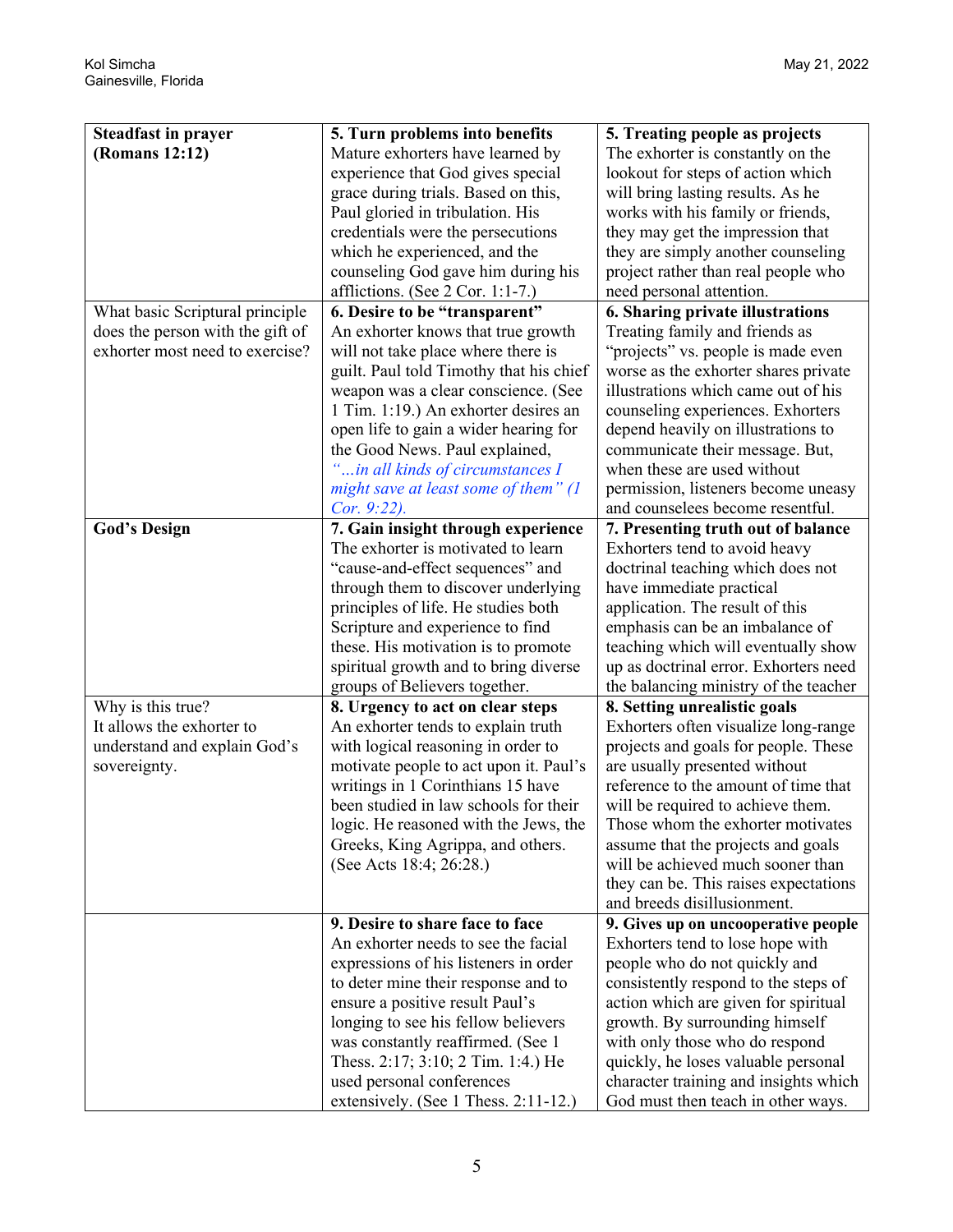| | | |
|---|---|---|
| **Steadfast in prayer (Romans 12:12)** | **5. Turn problems into benefits** Mature exhorters have learned by experience that God gives special grace during trials. Based on this, Paul gloried in tribulation. His credentials were the persecutions which he experienced, and the counseling God gave him during his afflictions. (See 2 Cor. 1:1-7.) | **5. Treating people as projects** The exhorter is constantly on the lookout for steps of action which will bring lasting results. As he works with his family or friends, they may get the impression that they are simply another counseling project rather than real people who need personal attention. |
| What basic Scriptural principle does the person with the gift of exhorter most need to exercise? | **6. Desire to be "transparent"** An exhorter knows that true growth will not take place where there is guilt. Paul told Timothy that his chief weapon was a clear conscience. (See 1 Tim. 1:19.) An exhorter desires an open life to gain a wider hearing for the Good News. Paul explained, *"…in all kinds of circumstances I might save at least some of them" (1 Cor. 9:22).* | **6. Sharing private illustrations** Treating family and friends as "projects" vs. people is made even worse as the exhorter shares private illustrations which came out of his counseling experiences. Exhorters depend heavily on illustrations to communicate their message. But, when these are used without permission, listeners become uneasy and counselees become resentful. |
| **God's Design** | **7. Gain insight through experience** The exhorter is motivated to learn "cause-and-effect sequences" and through them to discover underlying principles of life. He studies both Scripture and experience to find these. His motivation is to promote spiritual growth and to bring diverse groups of Believers together. | **7. Presenting truth out of balance** Exhorters tend to avoid heavy doctrinal teaching which does not have immediate practical application. The result of this emphasis can be an imbalance of teaching which will eventually show up as doctrinal error. Exhorters need the balancing ministry of the teacher |
| Why is this true? It allows the exhorter to understand and explain God's sovereignty. | **8. Urgency to act on clear steps** An exhorter tends to explain truth with logical reasoning in order to motivate people to act upon it. Paul's writings in 1 Corinthians 15 have been studied in law schools for their logic. He reasoned with the Jews, the Greeks, King Agrippa, and others. (See Acts 18:4; 26:28.) | **8. Setting unrealistic goals** Exhorters often visualize long-range projects and goals for people. These are usually presented without reference to the amount of time that will be required to achieve them. Those whom the exhorter motivates assume that the projects and goals will be achieved much sooner than they can be. This raises expectations and breeds disillusionment. |
| | **9. Desire to share face to face** An exhorter needs to see the facial expressions of his listeners in order to deter mine their response and to ensure a positive result Paul's longing to see his fellow believers was constantly reaffirmed. (See 1 Thess. 2:17; 3:10; 2 Tim. 1:4.) He used personal conferences extensively. (See 1 Thess. 2:11-12.) | **9. Gives up on uncooperative people** Exhorters tend to lose hope with people who do not quickly and consistently respond to the steps of action which are given for spiritual growth. By surrounding himself with only those who do respond quickly, he loses valuable personal character training and insights which God must then teach in other ways. |